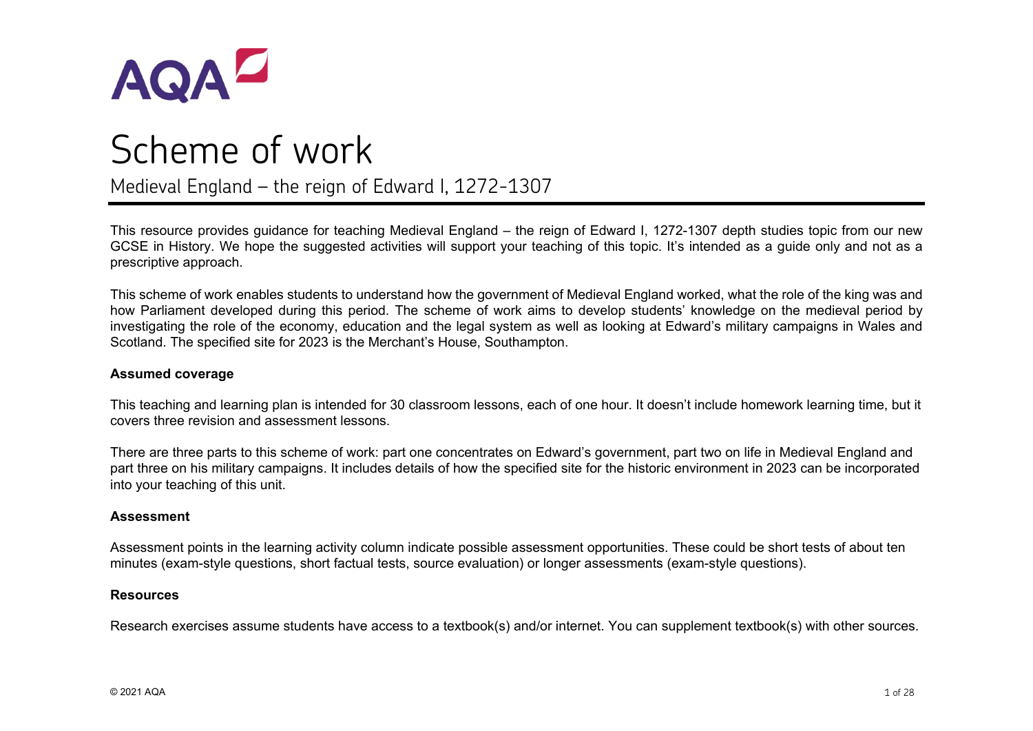# Scheme of work

## Medieval England – the reign of Edward I, 1272-1307

This resource provides guidance for teaching Medieval England – the reign of Edward I, 1272-1307 depth studies topic from our new GCSE in History. We hope the suggested activities will support your teaching of this topic. It's intended as a guide only and not as a prescriptive approach.

This scheme of work enables students to understand how the government of Medieval England worked, what the role of the king was and how Parliament developed during this period. The scheme of work aims to develop students' knowledge on the medieval period by investigating the role of the economy, education and the legal system as well as looking at Edward's military campaigns in Wales and Scotland. The specified site for 2023 is the Merchant's House, Southampton.

**Assumed coverage**

This teaching and learning plan is intended for 30 classroom lessons, each of one hour. It doesn't include homework learning time, but it covers three revision and assessment lessons.

There are three parts to this scheme of work: part one concentrates on Edward's government, part two on life in Medieval England and part three on his military campaigns. It includes details of how the specified site for the historic environment in 2023 can be incorporated into your teaching of this unit.

**Assessment**

Assessment points in the learning activity column indicate possible assessment opportunities. These could be short tests of about ten minutes (exam-style questions, short factual tests, source evaluation) or longer assessments (exam-style questions).

**Resources**

Research exercises assume students have access to a textbook(s) and/or internet. You can supplement textbook(s) with other sources.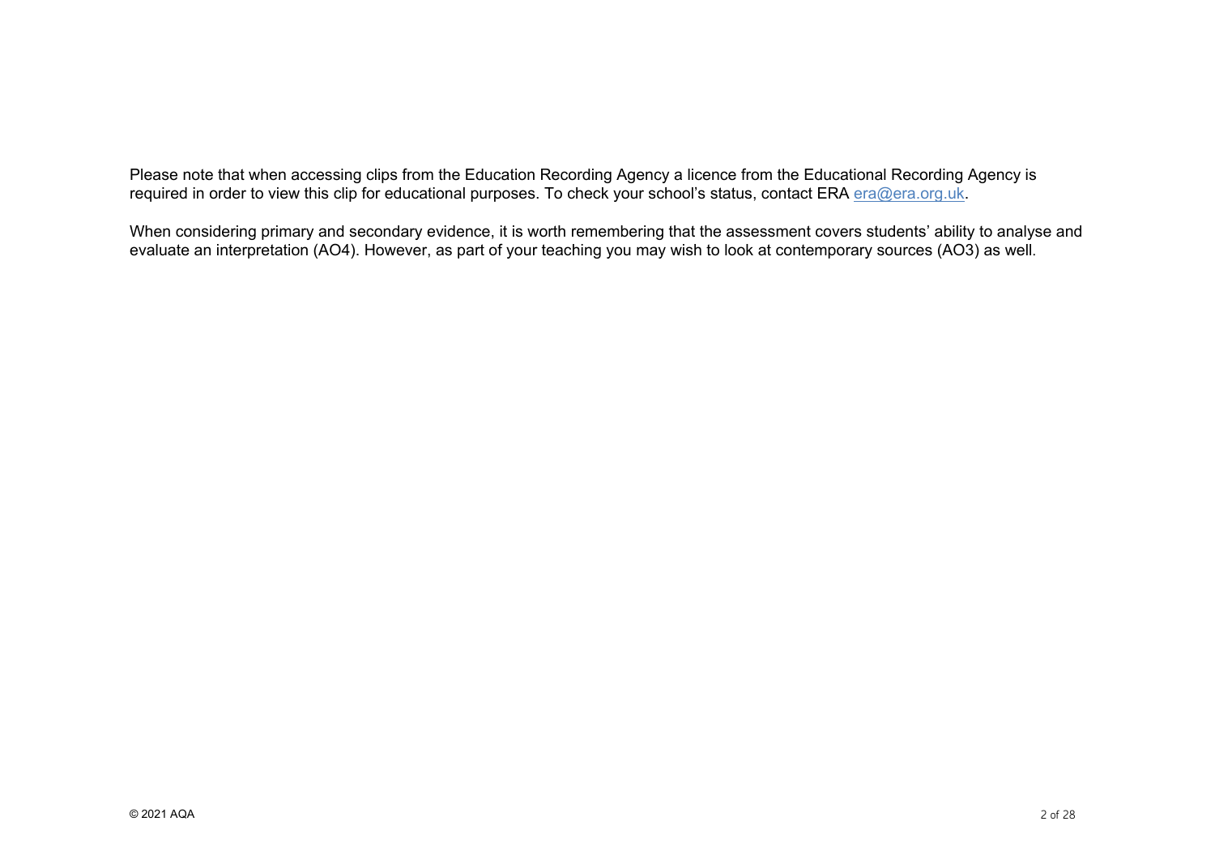Please note that when accessing clips from the Education Recording Agency a licence from the Educational Recording Agency is required in order to view this clip for educational purposes. To check your school's status, contact ERA [era@era.org.uk](mailto:era@era.org.uk).

When considering primary and secondary evidence, it is worth remembering that the assessment covers students' ability to analyse and evaluate an interpretation (AO4). However, as part of your teaching you may wish to look at contemporary sources (AO3) as well.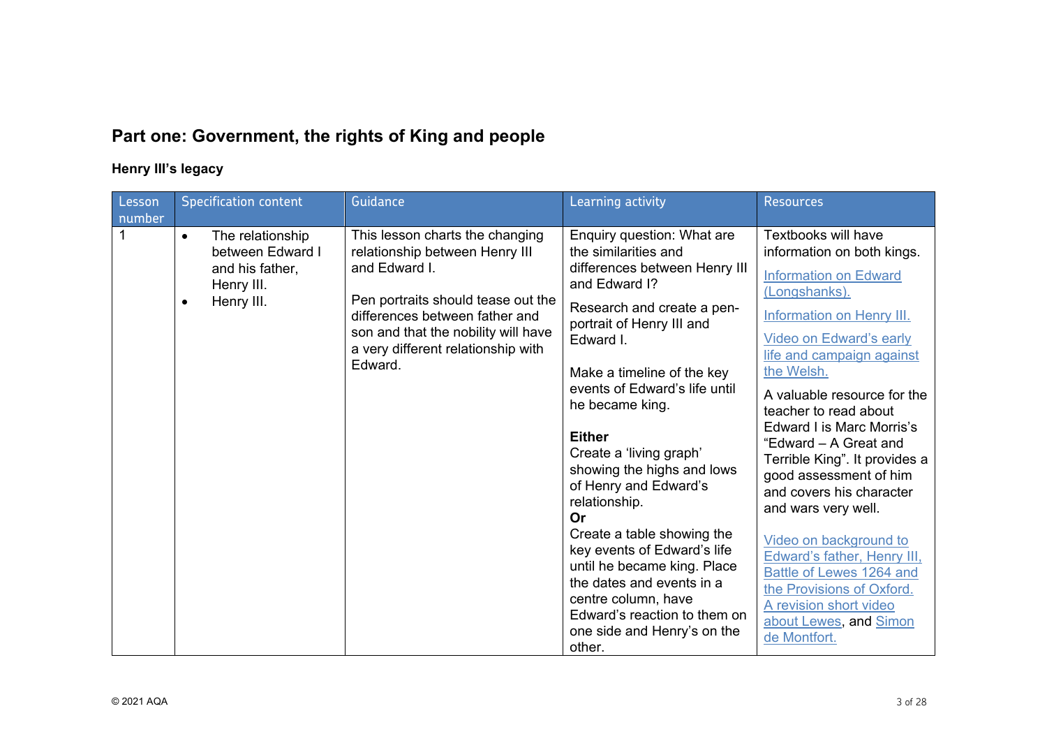## Part one: Government, the rights of King and people

### Henry III's legacy

| Lesson number | Specification content | Guidance | Learning activity | Resources |
|---|---|---|---|---|
| 1 | • The relationship between Edward I and his father, Henry III.<br>• Henry III. | This lesson charts the changing relationship between Henry III and Edward I.<br><br>Pen portraits should tease out the differences between father and son and that the nobility will have a very different relationship with Edward. | Enquiry question: What are the similarities and differences between Henry III and Edward I?<br><br>Research and create a pen-portrait of Henry III and Edward I.<br><br>Make a timeline of the key events of Edward's life until he became king.<br><br>**Either**<br>Create a 'living graph' showing the highs and lows of Henry and Edward's relationship.<br>**Or**<br>Create a table showing the key events of Edward's life until he became king. Place the dates and events in a centre column, have Edward's reaction to them on one side and Henry's on the other. | Textbooks will have information on both kings.<br><br>Information on Edward (Longshanks).<br><br>Information on Henry III.<br><br>Video on Edward's early life and campaign against the Welsh.<br><br>A valuable resource for the teacher to read about Edward I is Marc Morris's "Edward – A Great and Terrible King". It provides a good assessment of him and covers his character and wars very well.<br><br>Video on background to Edward's father, Henry III, Battle of Lewes 1264 and the Provisions of Oxford.<br>A revision short video about Lewes, and Simon de Montfort. |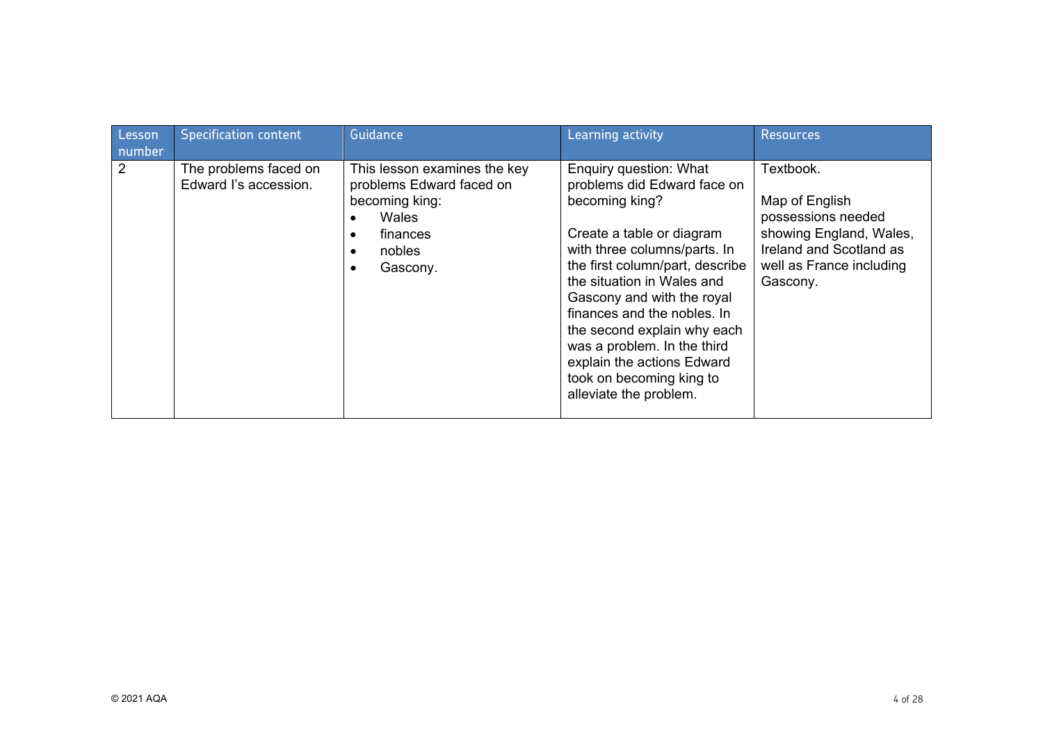| Lesson number | Specification content | Guidance | Learning activity | Resources |
|---|---|---|---|---|
| 2 | The problems faced on Edward I's accession. | This lesson examines the key problems Edward faced on becoming king:<br>• Wales<br>• finances<br>• nobles<br>• Gascony. | Enquiry question: What problems did Edward face on becoming king?<br><br>Create a table or diagram with three columns/parts. In the first column/part, describe the situation in Wales and Gascony and with the royal finances and the nobles. In the second explain why each was a problem. In the third explain the actions Edward took on becoming king to alleviate the problem. | Textbook.<br><br>Map of English possessions needed showing England, Wales, Ireland and Scotland as well as France including Gascony. |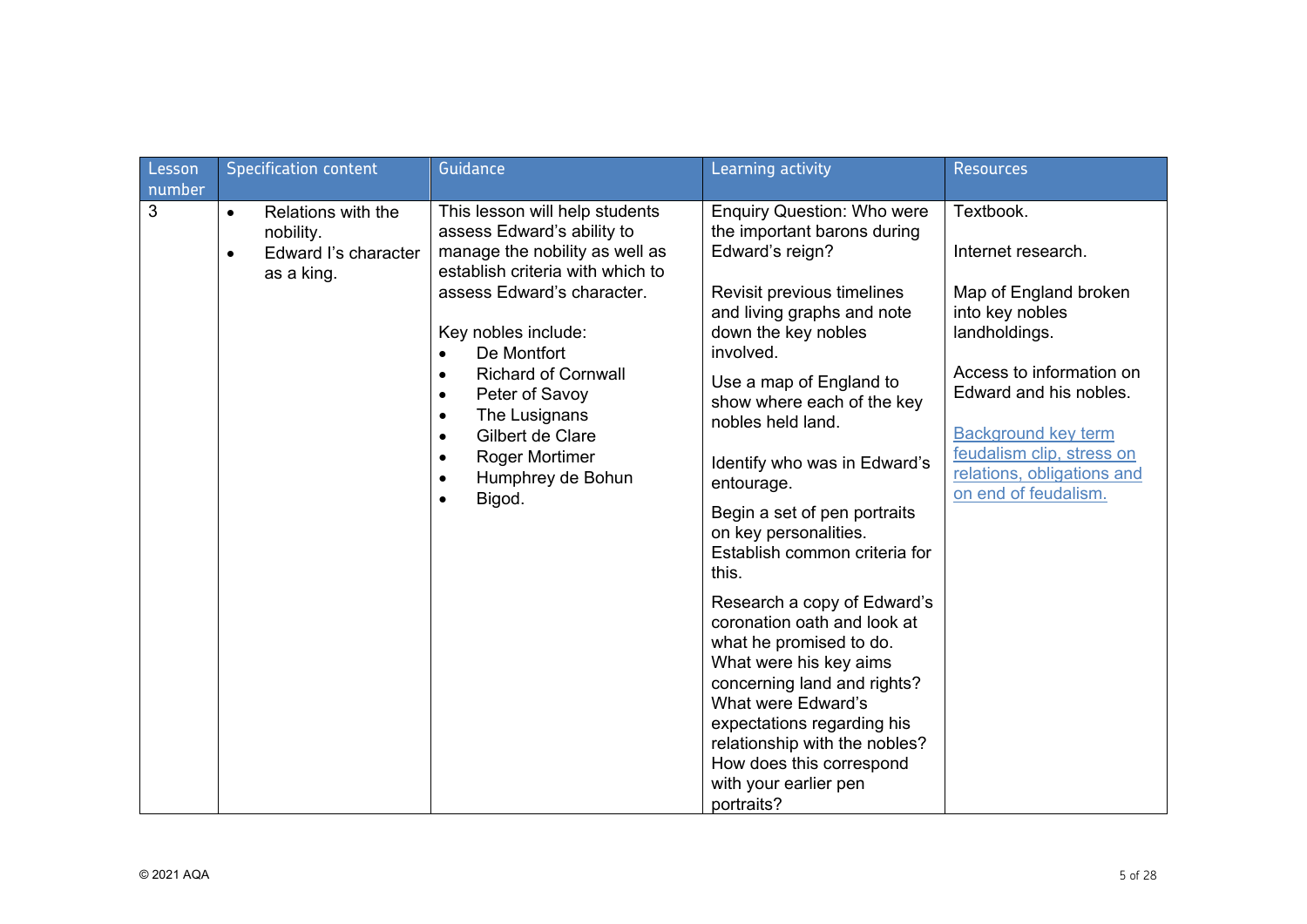| Lesson number | Specification content | Guidance | Learning activity | Resources |
| --- | --- | --- | --- | --- |
| 3 | • Relations with the nobility.<br>• Edward I's character as a king. | This lesson will help students assess Edward's ability to manage the nobility as well as establish criteria with which to assess Edward's character.<br><br>Key nobles include:<br>• De Montfort<br>• Richard of Cornwall<br>• Peter of Savoy<br>• The Lusignans<br>• Gilbert de Clare<br>• Roger Mortimer<br>• Humphrey de Bohun<br>• Bigod. | Enquiry Question: Who were the important barons during Edward's reign?<br><br>Revisit previous timelines and living graphs and note down the key nobles involved.<br><br>Use a map of England to show where each of the key nobles held land.<br><br>Identify who was in Edward's entourage.<br><br>Begin a set of pen portraits on key personalities. Establish common criteria for this.<br><br>Research a copy of Edward's coronation oath and look at what he promised to do. What were his key aims concerning land and rights? What were Edward's expectations regarding his relationship with the nobles? How does this correspond with your earlier pen portraits? | Textbook.<br><br>Internet research.<br><br>Map of England broken into key nobles landholdings.<br><br>Access to information on Edward and his nobles.<br><br>Background key term feudalism clip, stress on relations, obligations and on end of feudalism. |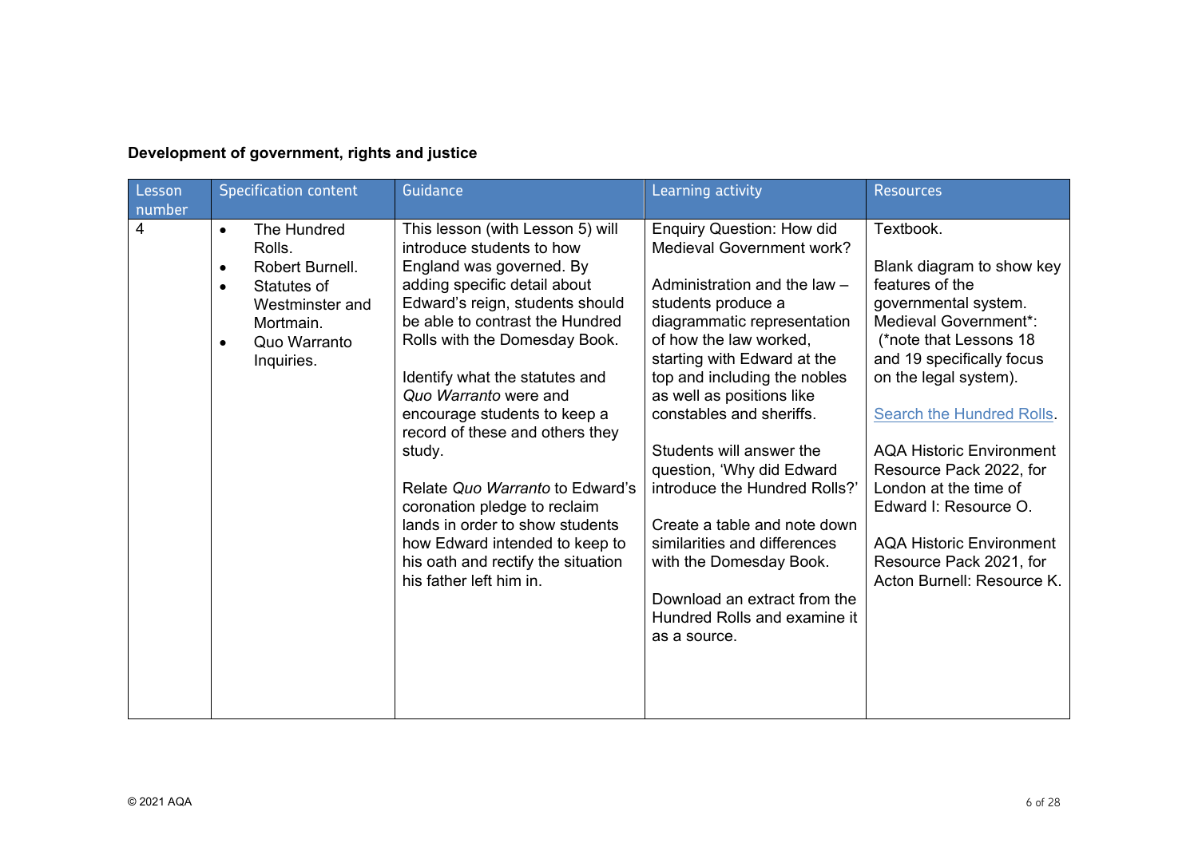**Development of government, rights and justice**

| Lesson number | Specification content | Guidance | Learning activity | Resources |
|---|---|---|---|---|
| 4 | • The Hundred Rolls.<br>• Robert Burnell.<br>• Statutes of Westminster and Mortmain.<br>• Quo Warranto Inquiries. | This lesson (with Lesson 5) will introduce students to how England was governed. By adding specific detail about Edward's reign, students should be able to contrast the Hundred Rolls with the Domesday Book.<br><br>Identify what the statutes and *Quo Warranto* were and encourage students to keep a record of these and others they study.<br><br>Relate *Quo Warranto* to Edward's coronation pledge to reclaim lands in order to show students how Edward intended to keep to his oath and rectify the situation his father left him in. | Enquiry Question: How did Medieval Government work?<br><br>Administration and the law – students produce a diagrammatic representation of how the law worked, starting with Edward at the top and including the nobles as well as positions like constables and sheriffs.<br><br>Students will answer the question, 'Why did Edward introduce the Hundred Rolls?'<br><br>Create a table and note down similarities and differences with the Domesday Book.<br><br>Download an extract from the Hundred Rolls and examine it as a source. | Textbook.<br><br>Blank diagram to show key features of the governmental system. Medieval Government*: (*note that Lessons 18 and 19 specifically focus on the legal system).<br><br>Search the Hundred Rolls.<br><br>AQA Historic Environment Resource Pack 2022, for London at the time of Edward I: Resource O.<br><br>AQA Historic Environment Resource Pack 2021, for Acton Burnell: Resource K. |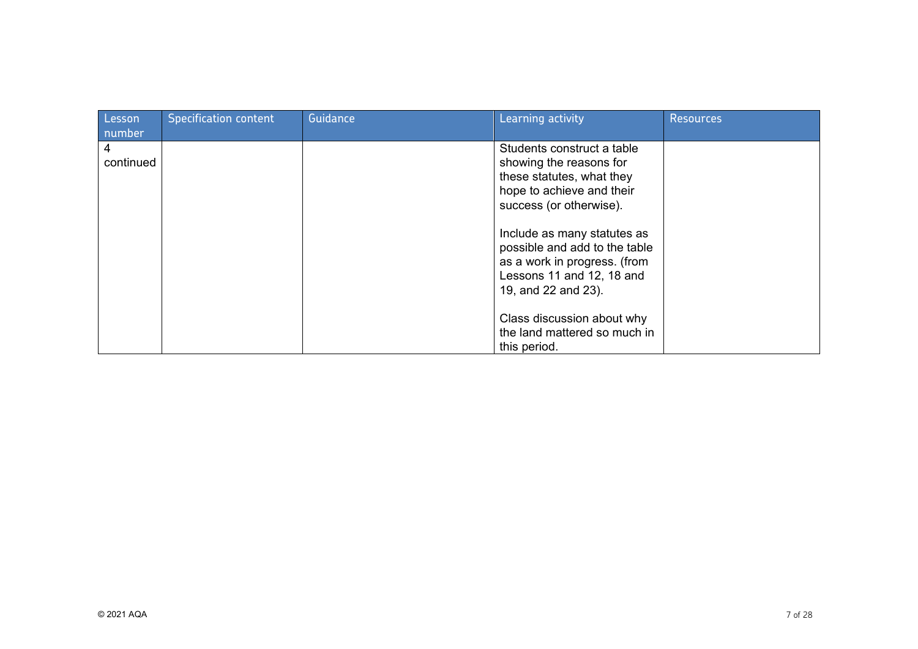| Lesson number | Specification content | Guidance | Learning activity | Resources |
| --- | --- | --- | --- | --- |
| 4 continued | | | Students construct a table showing the reasons for these statutes, what they hope to achieve and their success (or otherwise).<br><br>Include as many statutes as possible and add to the table as a work in progress. (from Lessons 11 and 12, 18 and 19, and 22 and 23).<br><br>Class discussion about why the land mattered so much in this period. | |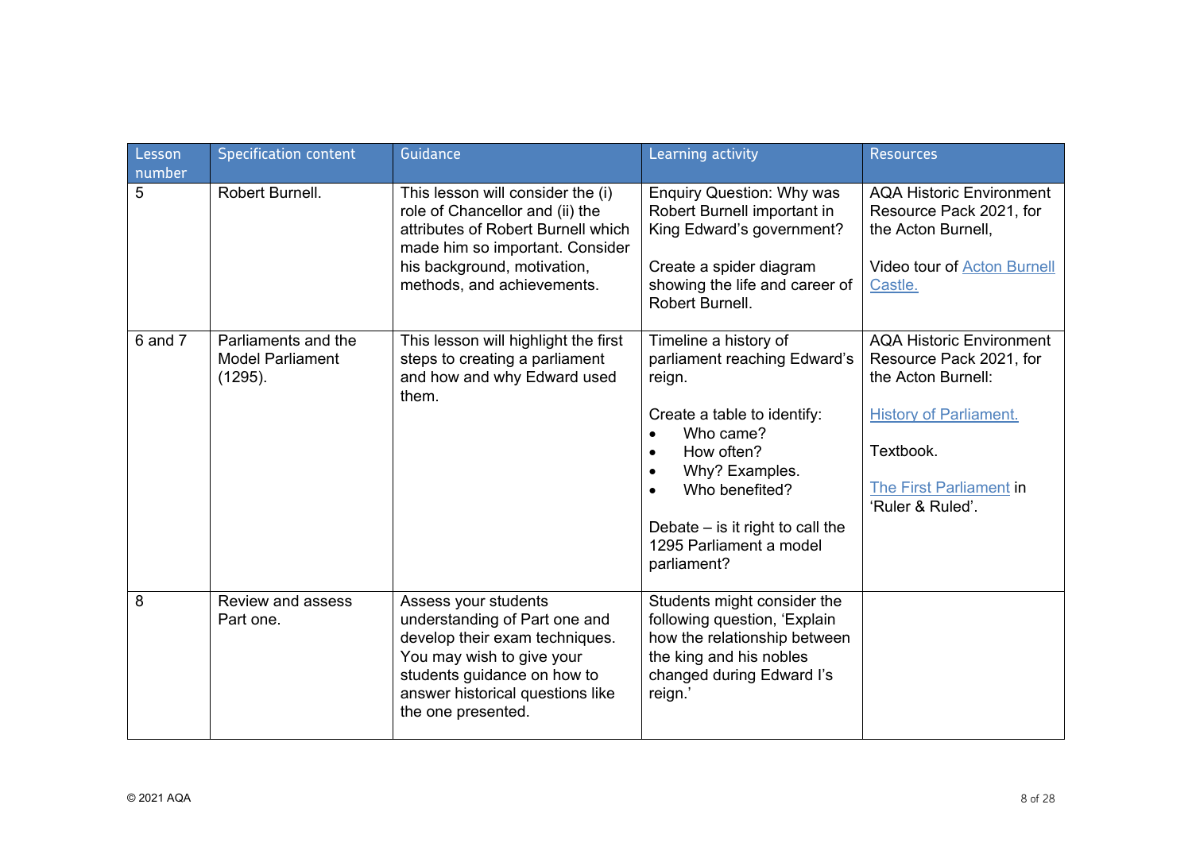| Lesson number | Specification content | Guidance | Learning activity | Resources |
|---|---|---|---|---|
| 5 | Robert Burnell. | This lesson will consider the (i) role of Chancellor and (ii) the attributes of Robert Burnell which made him so important. Consider his background, motivation, methods, and achievements. | Enquiry Question: Why was Robert Burnell important in King Edward's government?<br><br>Create a spider diagram showing the life and career of Robert Burnell. | AQA Historic Environment Resource Pack 2021, for the Acton Burnell,<br><br>Video tour of [Acton Burnell Castle.] |
| 6 and 7 | Parliaments and the Model Parliament (1295). | This lesson will highlight the first steps to creating a parliament and how and why Edward used them. | Timeline a history of parliament reaching Edward's reign.<br><br>Create a table to identify:<br>• Who came?<br>• How often?<br>• Why? Examples.<br>• Who benefited?<br><br>Debate – is it right to call the 1295 Parliament a model parliament? | AQA Historic Environment Resource Pack 2021, for the Acton Burnell:<br><br>[History of Parliament.]<br><br>Textbook.<br><br>[The First Parliament] in 'Ruler & Ruled'. |
| 8 | Review and assess Part one. | Assess your students understanding of Part one and develop their exam techniques. You may wish to give your students guidance on how to answer historical questions like the one presented. | Students might consider the following question, 'Explain how the relationship between the king and his nobles changed during Edward I's reign.' | |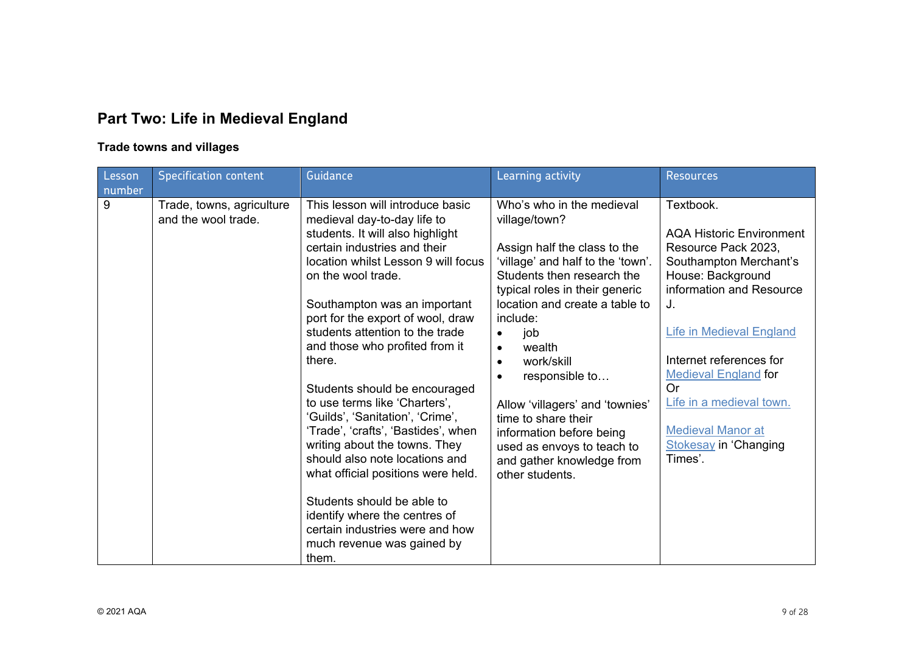## Part Two: Life in Medieval England

### Trade towns and villages

| Lesson number | Specification content | Guidance | Learning activity | Resources |
|---|---|---|---|---|
| 9 | Trade, towns, agriculture and the wool trade. | This lesson will introduce basic medieval day-to-day life to students. It will also highlight certain industries and their location whilst Lesson 9 will focus on the wool trade.<br><br>Southampton was an important port for the export of wool, draw students attention to the trade and those who profited from it there.<br><br>Students should be encouraged to use terms like 'Charters', 'Guilds', 'Sanitation', 'Crime', 'Trade', 'crafts', 'Bastides', when writing about the towns. They should also note locations and what official positions were held.<br><br>Students should be able to identify where the centres of certain industries were and how much revenue was gained by them. | Who's who in the medieval village/town?<br><br>Assign half the class to the 'village' and half to the 'town'. Students then research the typical roles in their generic location and create a table to include:<br>• job<br>• wealth<br>• work/skill<br>• responsible to…<br><br>Allow 'villagers' and 'townies' time to share their information before being used as envoys to teach to and gather knowledge from other students. | Textbook.<br><br>AQA Historic Environment Resource Pack 2023, Southampton Merchant's House: Background information and Resource J.<br><br>Life in Medieval England<br><br>Internet references for Medieval England for<br>Or<br>Life in a medieval town.<br><br>Medieval Manor at Stokesay in 'Changing Times'. |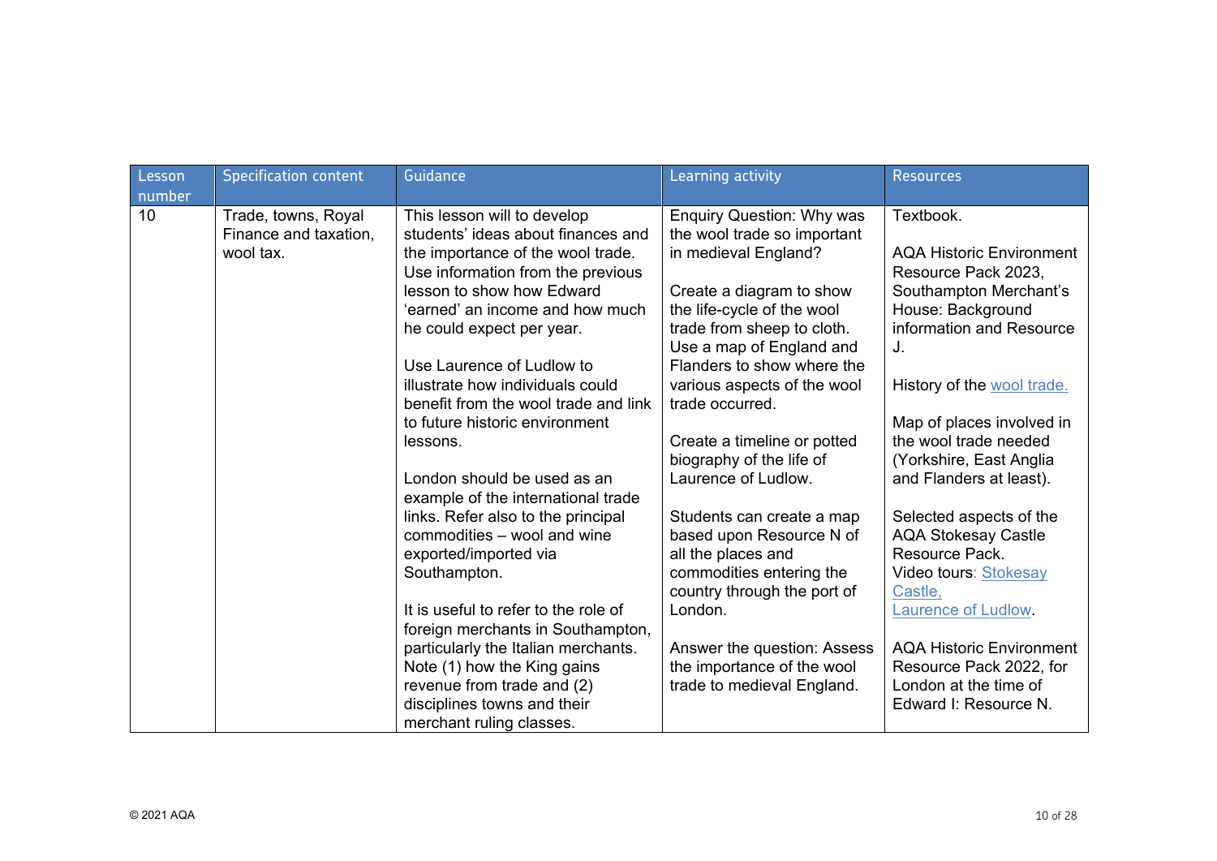| Lesson number | Specification content | Guidance | Learning activity | Resources |
|---|---|---|---|---|
| 10 | Trade, towns, Royal Finance and taxation, wool tax. | This lesson will to develop students' ideas about finances and the importance of the wool trade. Use information from the previous lesson to show how Edward 'earned' an income and how much he could expect per year.<br><br>Use Laurence of Ludlow to illustrate how individuals could benefit from the wool trade and link to future historic environment lessons.<br><br>London should be used as an example of the international trade links. Refer also to the principal commodities – wool and wine exported/imported via Southampton.<br><br>It is useful to refer to the role of foreign merchants in Southampton, particularly the Italian merchants. Note (1) how the King gains revenue from trade and (2) disciplines towns and their merchant ruling classes. | Enquiry Question: Why was the wool trade so important in medieval England?<br><br>Create a diagram to show the life-cycle of the wool trade from sheep to cloth. Use a map of England and Flanders to show where the various aspects of the wool trade occurred.<br><br>Create a timeline or potted biography of the life of Laurence of Ludlow.<br><br>Students can create a map based upon Resource N of all the places and commodities entering the country through the port of London.<br><br>Answer the question: Assess the importance of the wool trade to medieval England. | Textbook.<br><br>AQA Historic Environment Resource Pack 2023, Southampton Merchant's House: Background information and Resource J.<br><br>History of the wool trade.<br><br>Map of places involved in the wool trade needed (Yorkshire, East Anglia and Flanders at least).<br><br>Selected aspects of the AQA Stokesay Castle Resource Pack.<br>Video tours: Stokesay Castle,<br>Laurence of Ludlow.<br><br>AQA Historic Environment Resource Pack 2022, for London at the time of Edward I: Resource N. |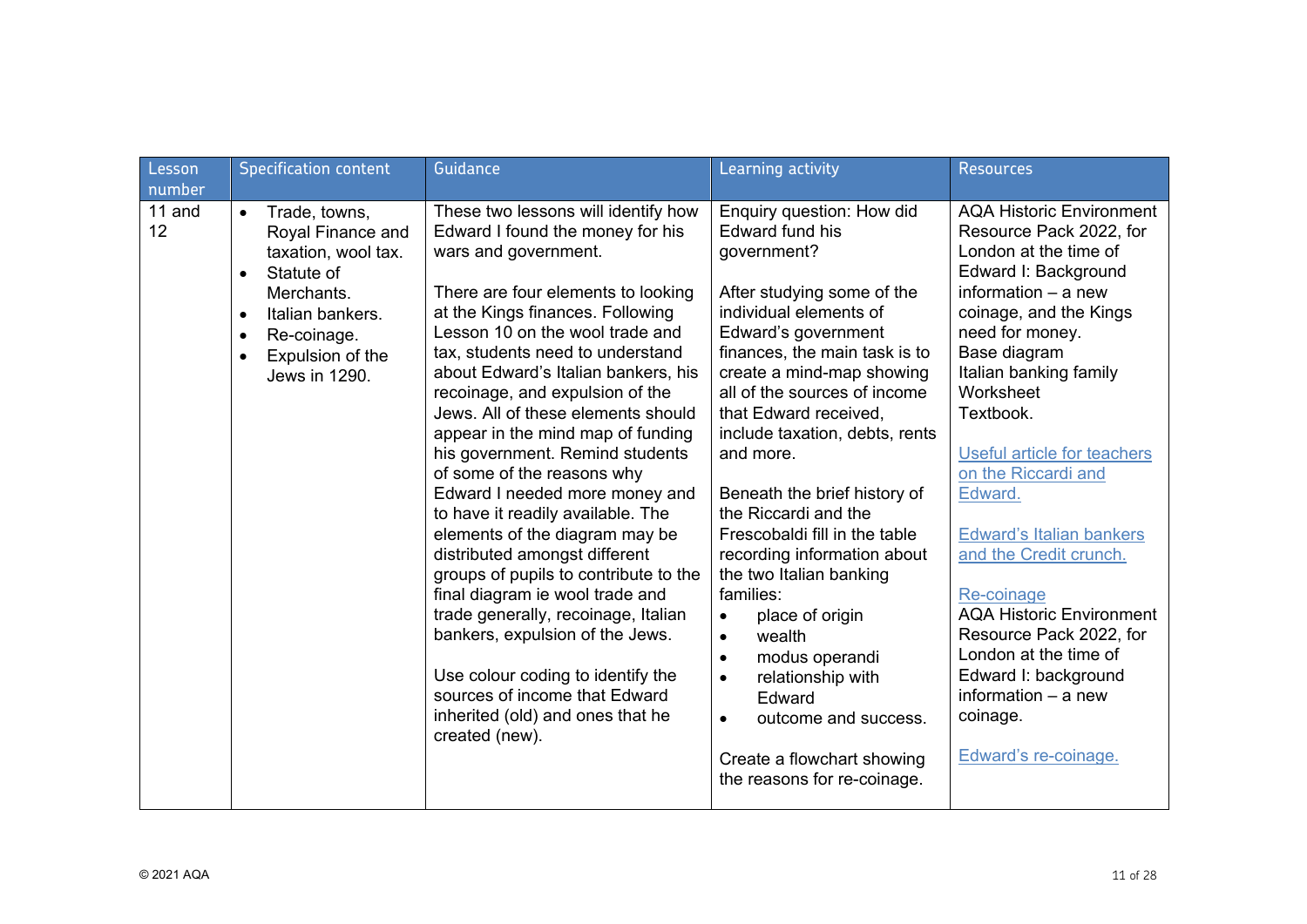| Lesson number | Specification content | Guidance | Learning activity | Resources |
|---|---|---|---|---|
| 11 and 12 | • Trade, towns, Royal Finance and taxation, wool tax.<br>• Statute of Merchants.<br>• Italian bankers.<br>• Re-coinage.<br>• Expulsion of the Jews in 1290. | These two lessons will identify how Edward I found the money for his wars and government.<br><br>There are four elements to looking at the Kings finances. Following Lesson 10 on the wool trade and tax, students need to understand about Edward's Italian bankers, his recoinage, and expulsion of the Jews. All of these elements should appear in the mind map of funding his government. Remind students of some of the reasons why Edward I needed more money and to have it readily available. The elements of the diagram may be distributed amongst different groups of pupils to contribute to the final diagram ie wool trade and trade generally, recoinage, Italian bankers, expulsion of the Jews.<br><br>Use colour coding to identify the sources of income that Edward inherited (old) and ones that he created (new). | Enquiry question: How did Edward fund his government?<br><br>After studying some of the individual elements of Edward's government finances, the main task is to create a mind-map showing all of the sources of income that Edward received, include taxation, debts, rents and more.<br><br>Beneath the brief history of the Riccardi and the Frescobaldi fill in the table recording information about the two Italian banking families:<br>• place of origin<br>• wealth<br>• modus operandi<br>• relationship with Edward<br>• outcome and success.<br><br>Create a flowchart showing the reasons for re-coinage. | AQA Historic Environment Resource Pack 2022, for London at the time of Edward I: Background information – a new coinage, and the Kings need for money.<br>Base diagram<br>Italian banking family<br>Worksheet<br>Textbook.<br><br>Useful article for teachers on the Riccardi and Edward.<br><br>Edward's Italian bankers and the Credit crunch.<br><br>Re-coinage<br>AQA Historic Environment Resource Pack 2022, for London at the time of Edward I: background information – a new coinage.<br><br>Edward's re-coinage. |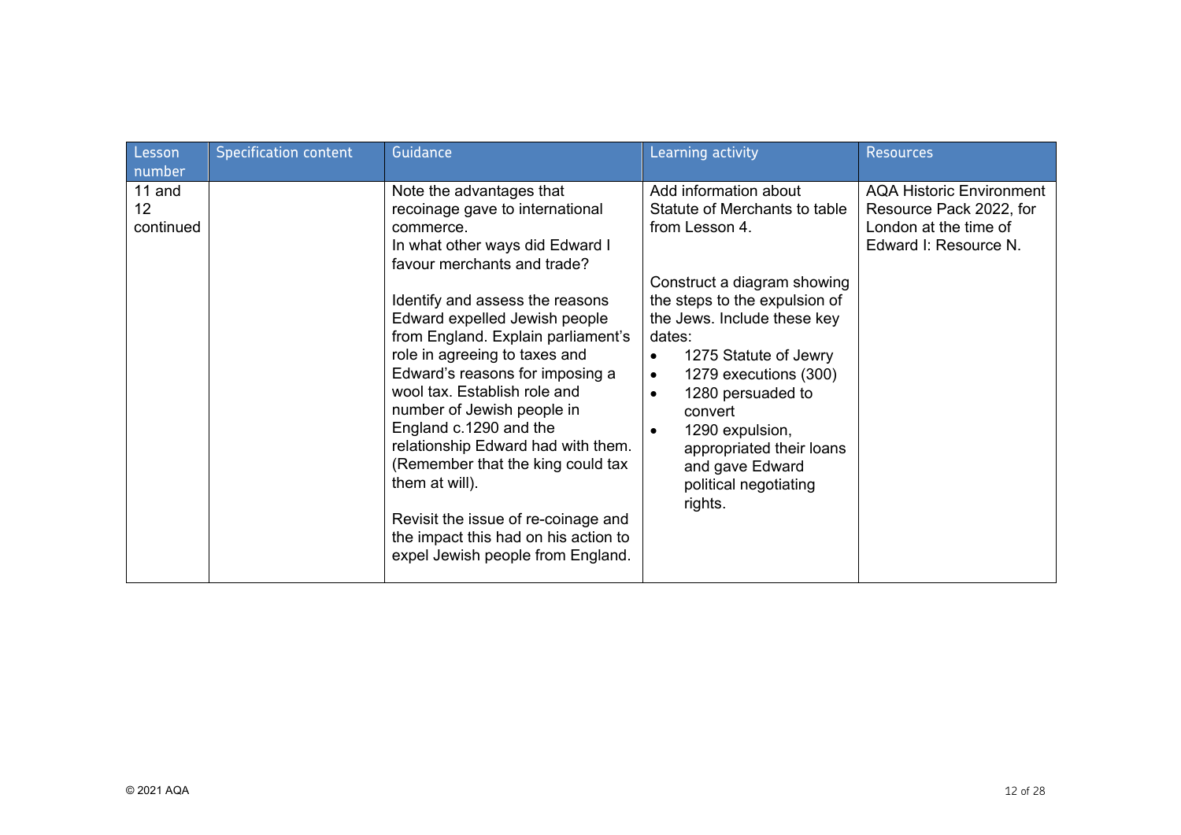| Lesson number | Specification content | Guidance | Learning activity | Resources |
|---|---|---|---|---|
| 11 and 12 continued | | Note the advantages that recoinage gave to international commerce.<br>In what other ways did Edward I favour merchants and trade?<br><br>Identify and assess the reasons Edward expelled Jewish people from England. Explain parliament's role in agreeing to taxes and Edward's reasons for imposing a wool tax. Establish role and number of Jewish people in England c.1290 and the relationship Edward had with them. (Remember that the king could tax them at will).<br><br>Revisit the issue of re-coinage and the impact this had on his action to expel Jewish people from England. | Add information about Statute of Merchants to table from Lesson 4.<br><br>Construct a diagram showing the steps to the expulsion of the Jews. Include these key dates:<br>• 1275 Statute of Jewry<br>• 1279 executions (300)<br>• 1280 persuaded to convert<br>• 1290 expulsion, appropriated their loans and gave Edward political negotiating rights. | AQA Historic Environment Resource Pack 2022, for London at the time of Edward I: Resource N. |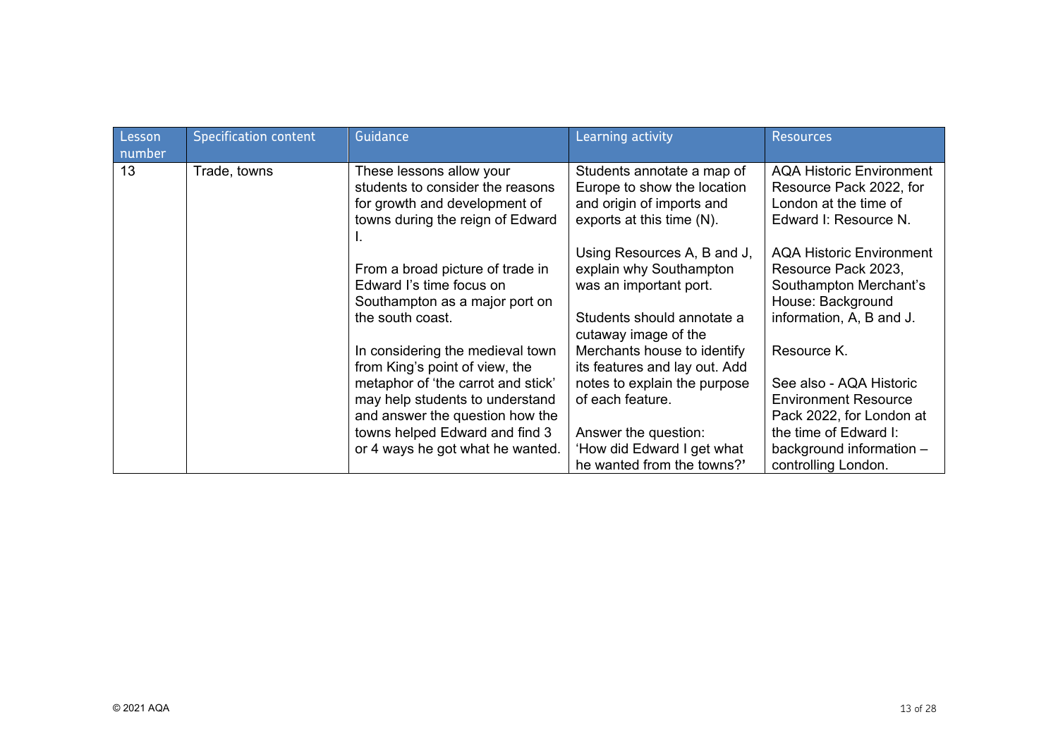| Lesson number | Specification content | Guidance | Learning activity | Resources |
|---|---|---|---|---|
| 13 | Trade, towns | These lessons allow your students to consider the reasons for growth and development of towns during the reign of Edward I.<br><br>From a broad picture of trade in Edward I's time focus on Southampton as a major port on the south coast.<br><br>In considering the medieval town from King's point of view, the metaphor of 'the carrot and stick' may help students to understand and answer the question how the towns helped Edward and find 3 or 4 ways he got what he wanted. | Students annotate a map of Europe to show the location and origin of imports and exports at this time (N).<br><br>Using Resources A, B and J, explain why Southampton was an important port.<br><br>Students should annotate a cutaway image of the Merchants house to identify its features and lay out. Add notes to explain the purpose of each feature.<br><br>Answer the question: 'How did Edward I get what he wanted from the towns?' | AQA Historic Environment Resource Pack 2022, for London at the time of Edward I: Resource N.<br><br>AQA Historic Environment Resource Pack 2023, Southampton Merchant's House: Background information, A, B and J.<br><br>Resource K.<br><br>See also - AQA Historic Environment Resource Pack 2022, for London at the time of Edward I: background information – controlling London. |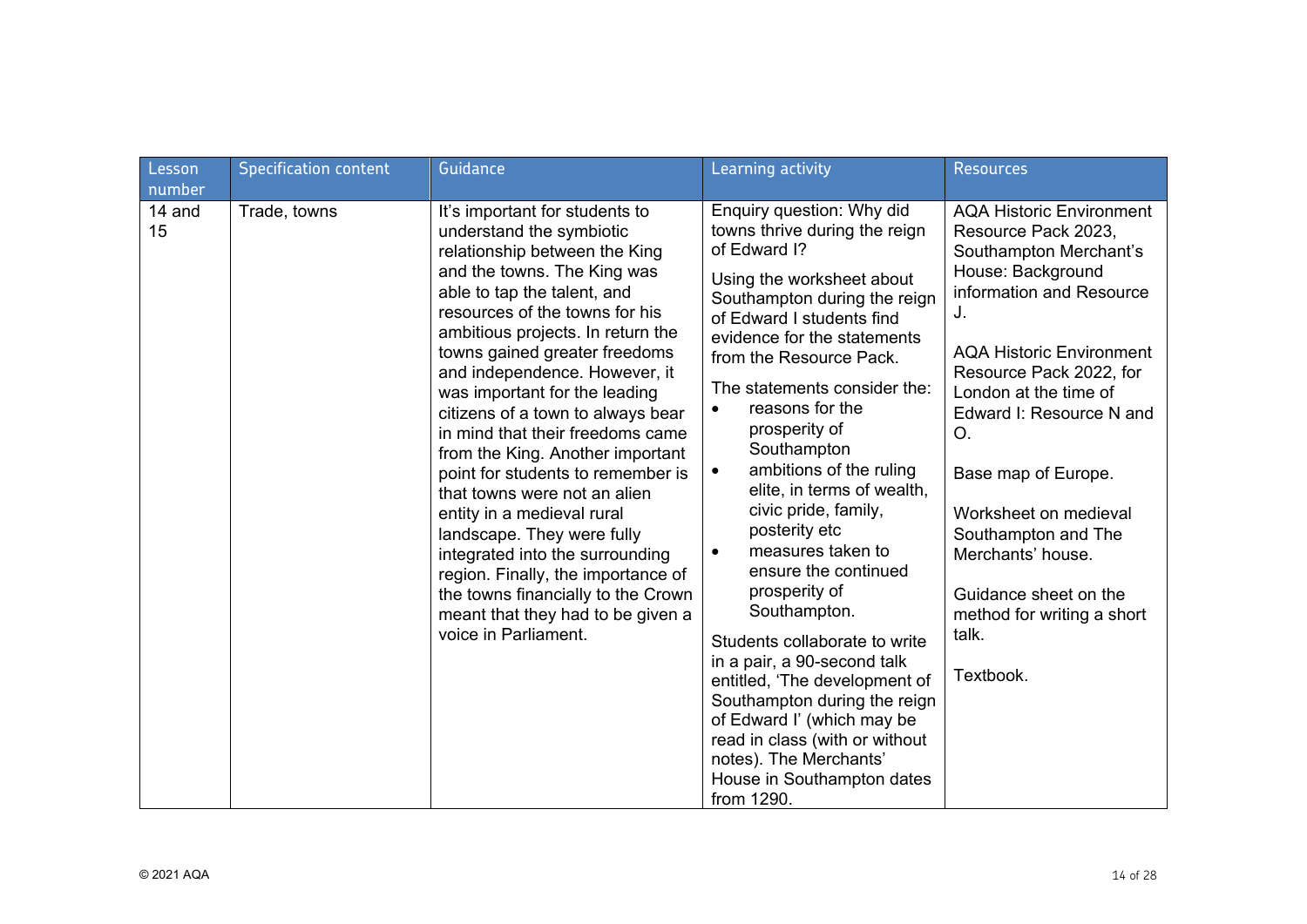| Lesson number | Specification content | Guidance | Learning activity | Resources |
| --- | --- | --- | --- | --- |
| 14 and 15 | Trade, towns | It's important for students to understand the symbiotic relationship between the King and the towns. The King was able to tap the talent, and resources of the towns for his ambitious projects. In return the towns gained greater freedoms and independence. However, it was important for the leading citizens of a town to always bear in mind that their freedoms came from the King. Another important point for students to remember is that towns were not an alien entity in a medieval rural landscape. They were fully integrated into the surrounding region. Finally, the importance of the towns financially to the Crown meant that they had to be given a voice in Parliament. | Enquiry question: Why did towns thrive during the reign of Edward I?<br><br>Using the worksheet about Southampton during the reign of Edward I students find evidence for the statements from the Resource Pack.<br><br>The statements consider the:<br>• reasons for the prosperity of Southampton<br>• ambitions of the ruling elite, in terms of wealth, civic pride, family, posterity etc<br>• measures taken to ensure the continued prosperity of Southampton.<br><br>Students collaborate to write in a pair, a 90-second talk entitled, 'The development of Southampton during the reign of Edward I' (which may be read in class (with or without notes). The Merchants' House in Southampton dates from 1290. | AQA Historic Environment Resource Pack 2023, Southampton Merchant's House: Background information and Resource J.<br><br>AQA Historic Environment Resource Pack 2022, for London at the time of Edward I: Resource N and O.<br><br>Base map of Europe.<br><br>Worksheet on medieval Southampton and The Merchants' house.<br><br>Guidance sheet on the method for writing a short talk.<br><br>Textbook. |

© 2021 AQA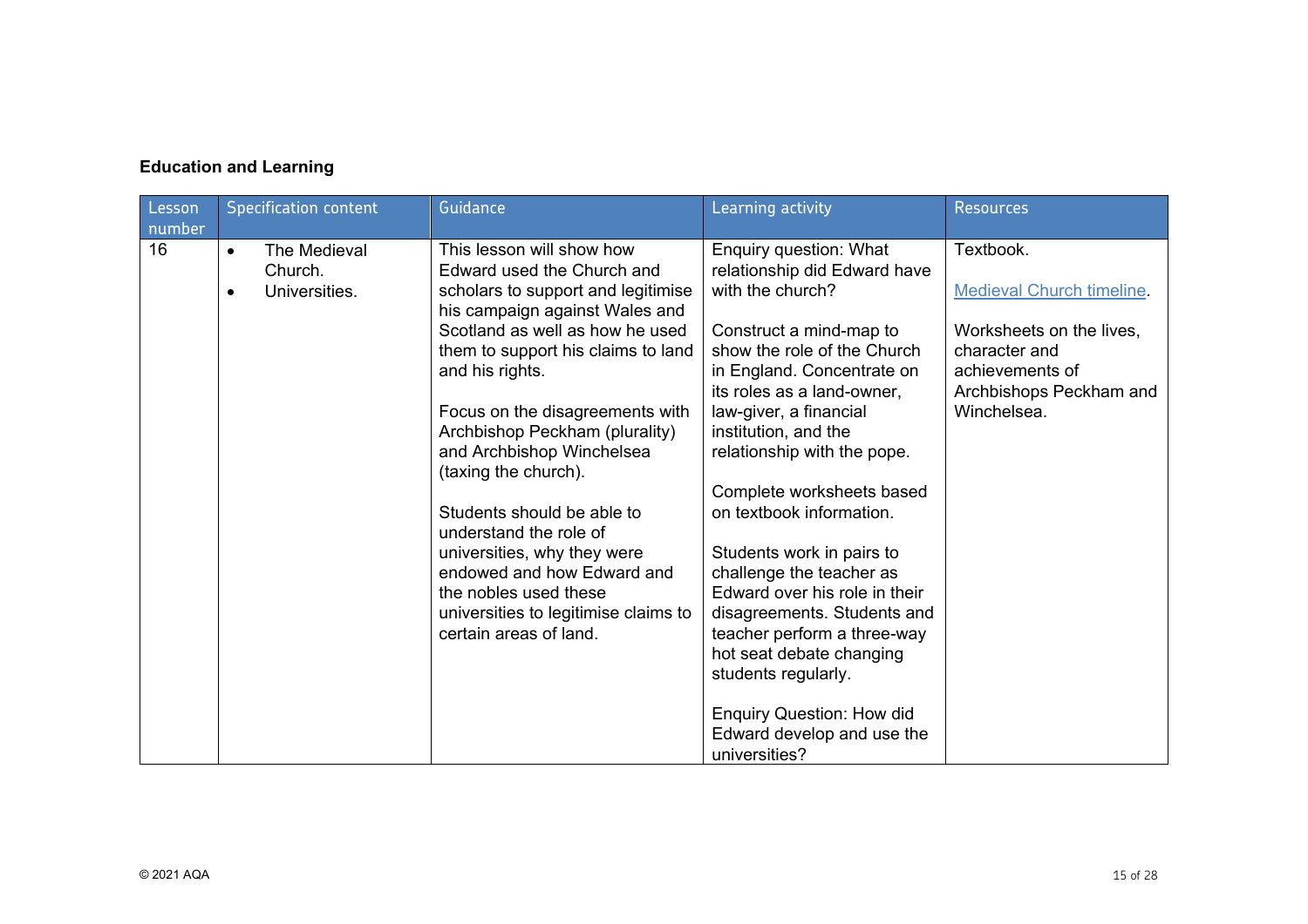**Education and Learning**

| Lesson number | Specification content | Guidance | Learning activity | Resources |
|---|---|---|---|---|
| 16 | <ul><li>The Medieval Church.</li><li>Universities.</li></ul> | This lesson will show how Edward used the Church and scholars to support and legitimise his campaign against Wales and Scotland as well as how he used them to support his claims to land and his rights.<br><br>Focus on the disagreements with Archbishop Peckham (plurality) and Archbishop Winchelsea (taxing the church).<br><br>Students should be able to understand the role of universities, why they were endowed and how Edward and the nobles used these universities to legitimise claims to certain areas of land. | Enquiry question: What relationship did Edward have with the church?<br><br>Construct a mind-map to show the role of the Church in England. Concentrate on its roles as a land-owner, law-giver, a financial institution, and the relationship with the pope.<br><br>Complete worksheets based on textbook information.<br><br>Students work in pairs to challenge the teacher as Edward over his role in their disagreements. Students and teacher perform a three-way hot seat debate changing students regularly.<br><br>Enquiry Question: How did Edward develop and use the universities? | Textbook.<br><br>Medieval Church timeline.<br><br>Worksheets on the lives, character and achievements of Archbishops Peckham and Winchelsea. |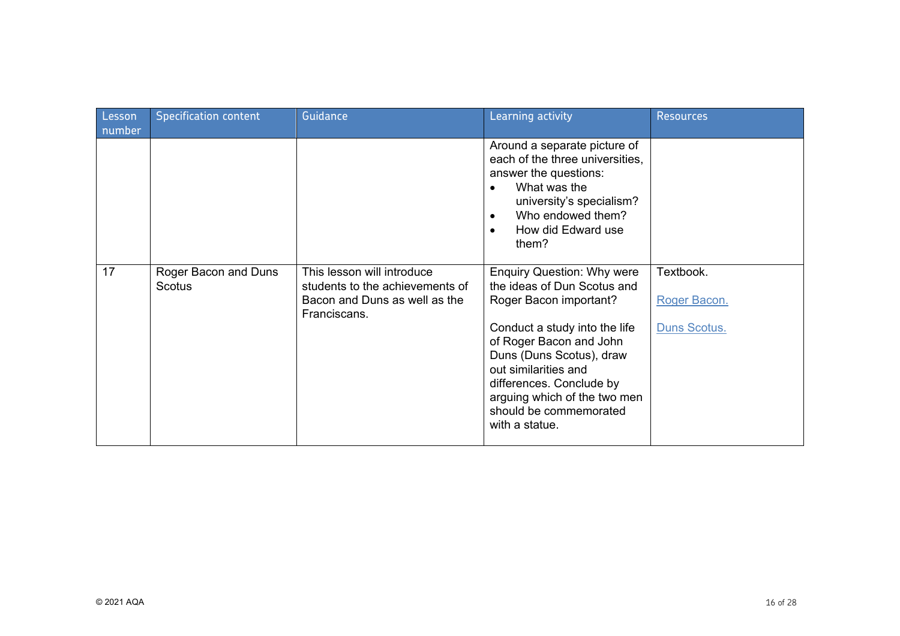| Lesson number | Specification content | Guidance | Learning activity | Resources |
|---|---|---|---|---|
| | | | Around a separate picture of each of the three universities, answer the questions:<br>• What was the university's specialism?<br>• Who endowed them?<br>• How did Edward use them? | |
| 17 | Roger Bacon and Duns Scotus | This lesson will introduce students to the achievements of Bacon and Duns as well as the Franciscans. | Enquiry Question: Why were the ideas of Dun Scotus and Roger Bacon important?<br><br>Conduct a study into the life of Roger Bacon and John Duns (Duns Scotus), draw out similarities and differences. Conclude by arguing which of the two men should be commemorated with a statue. | Textbook.<br><br>Roger Bacon.<br><br>Duns Scotus. |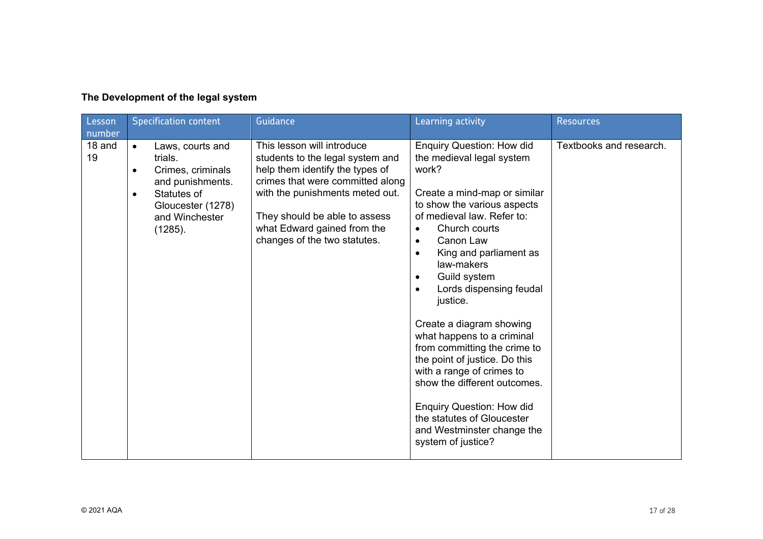**The Development of the legal system**

| Lesson number | Specification content | Guidance | Learning activity | Resources |
|---|---|---|---|---|
| 18 and 19 | <ul><li>Laws, courts and trials.</li><li>Crimes, criminals and punishments.</li><li>Statutes of Gloucester (1278) and Winchester (1285).</li></ul> | This lesson will introduce students to the legal system and help them identify the types of crimes that were committed along with the punishments meted out.<br><br>They should be able to assess what Edward gained from the changes of the two statutes. | Enquiry Question: How did the medieval legal system work?<br><br>Create a mind-map or similar to show the various aspects of medieval law. Refer to:<ul><li>Church courts</li><li>Canon Law</li><li>King and parliament as law-makers</li><li>Guild system</li><li>Lords dispensing feudal justice.</li></ul>Create a diagram showing what happens to a criminal from committing the crime to the point of justice. Do this with a range of crimes to show the different outcomes.<br><br>Enquiry Question: How did the statutes of Gloucester and Westminster change the system of justice? | Textbooks and research. |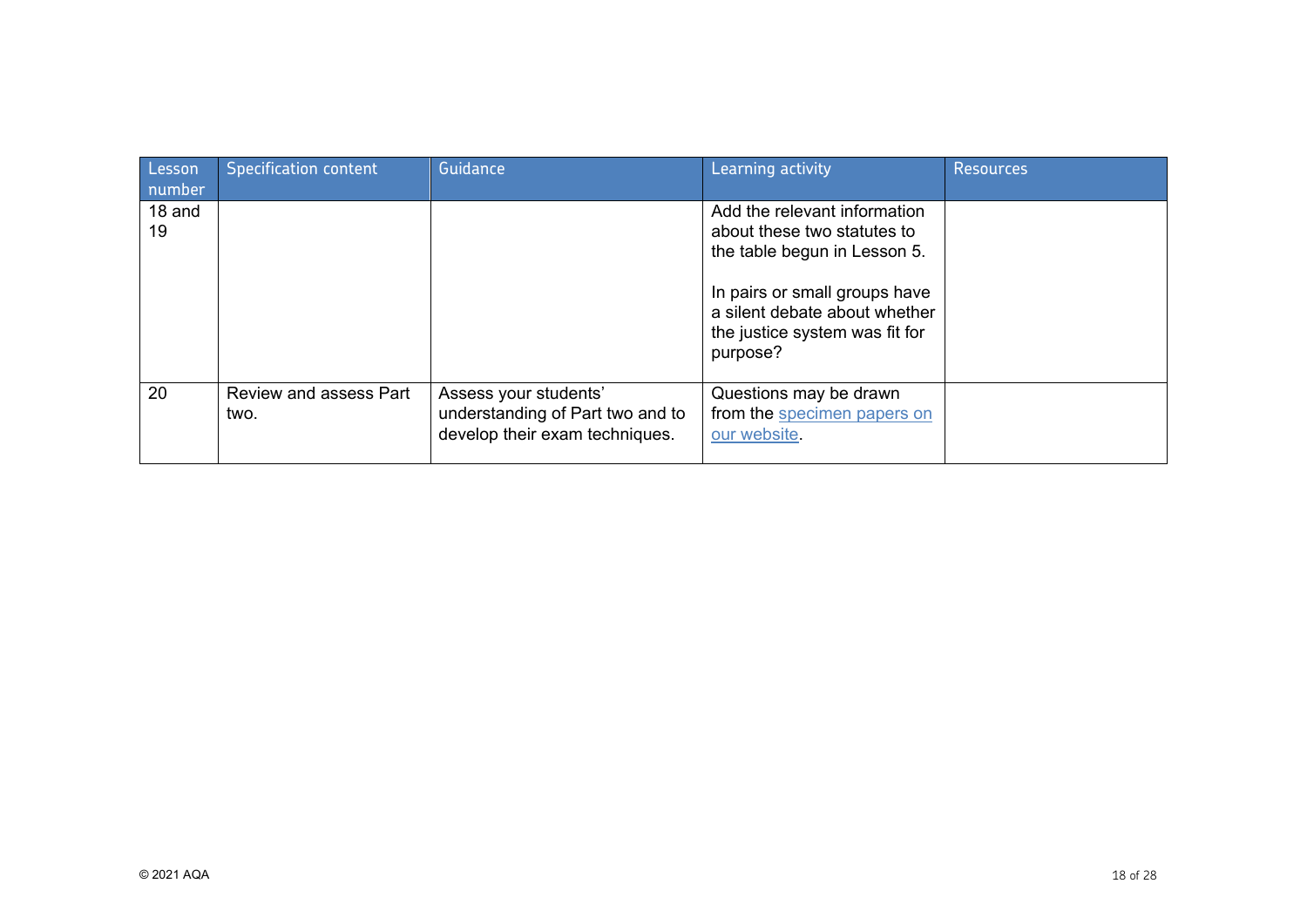| Lesson number | Specification content | Guidance | Learning activity | Resources |
|---|---|---|---|---|
| 18 and 19 | | | Add the relevant information about these two statutes to the table begun in Lesson 5.<br><br>In pairs or small groups have a silent debate about whether the justice system was fit for purpose? | |
| 20 | Review and assess Part two. | Assess your students' understanding of Part two and to develop their exam techniques. | Questions may be drawn from the specimen papers on our website. | |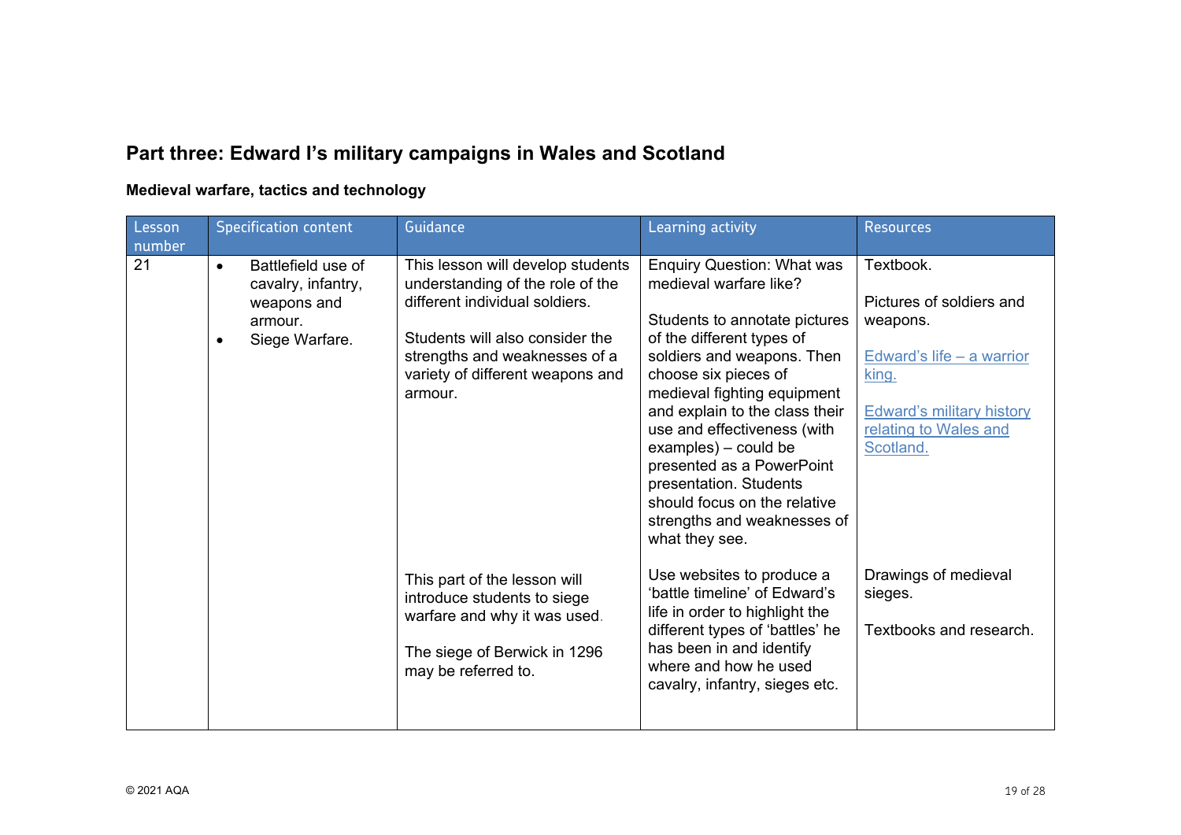## Part three: Edward I's military campaigns in Wales and Scotland

### Medieval warfare, tactics and technology

| Lesson number | Specification content | Guidance | Learning activity | Resources |
|---|---|---|---|---|
| 21 | - Battlefield use of cavalry, infantry, weapons and armour.<br>- Siege Warfare. | This lesson will develop students understanding of the role of the different individual soldiers.<br><br>Students will also consider the strengths and weaknesses of a variety of different weapons and armour. | Enquiry Question: What was medieval warfare like?<br><br>Students to annotate pictures of the different types of soldiers and weapons. Then choose six pieces of medieval fighting equipment and explain to the class their use and effectiveness (with examples) – could be presented as a PowerPoint presentation. Students should focus on the relative strengths and weaknesses of what they see. | Textbook.<br><br>Pictures of soldiers and weapons.<br><br>Edward's life – a warrior king.<br><br>Edward's military history relating to Wales and Scotland. |
| | | This part of the lesson will introduce students to siege warfare and why it was used.<br><br>The siege of Berwick in 1296 may be referred to. | Use websites to produce a 'battle timeline' of Edward's life in order to highlight the different types of 'battles' he has been in and identify where and how he used cavalry, infantry, sieges etc. | Drawings of medieval sieges.<br><br>Textbooks and research. |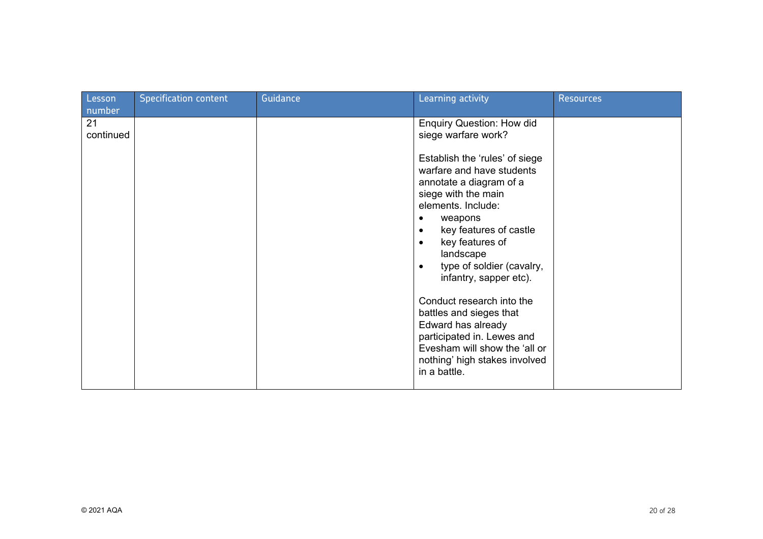| Lesson number | Specification content | Guidance | Learning activity | Resources |
|---|---|---|---|---|
| 21 continued | | | Enquiry Question: How did siege warfare work?<br><br>Establish the 'rules' of siege warfare and have students annotate a diagram of a siege with the main elements. Include:<br>• weapons<br>• key features of castle<br>• key features of landscape<br>• type of soldier (cavalry, infantry, sapper etc).<br><br>Conduct research into the battles and sieges that Edward has already participated in. Lewes and Evesham will show the 'all or nothing' high stakes involved in a battle. | |

© 2021 AQA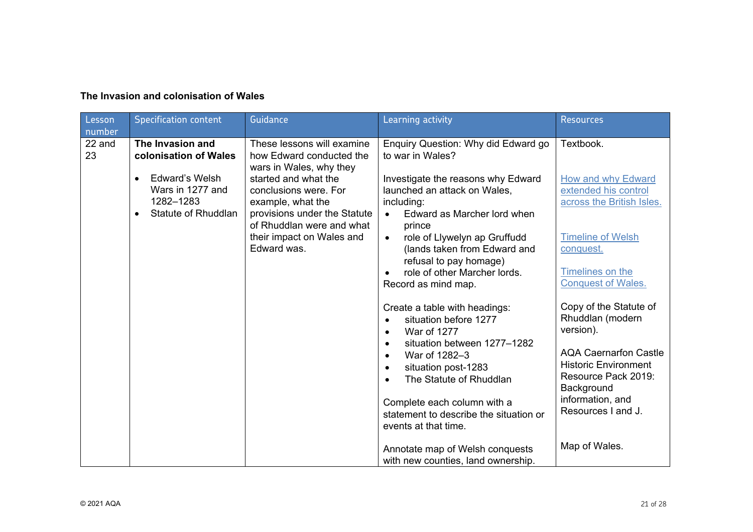**The Invasion and colonisation of Wales**

| Lesson number | Specification content | Guidance | Learning activity | Resources |
|---|---|---|---|---|
| 22 and 23 | **The Invasion and colonisation of Wales**<br>• Edward's Welsh Wars in 1277 and 1282–1283<br>• Statute of Rhuddlan | These lessons will examine how Edward conducted the wars in Wales, why they started and what the conclusions were. For example, what the provisions under the Statute of Rhuddlan were and what their impact on Wales and Edward was. | Enquiry Question: Why did Edward go to war in Wales?<br><br>Investigate the reasons why Edward launched an attack on Wales, including:<br>• Edward as Marcher lord when prince<br>• role of Llywelyn ap Gruffudd (lands taken from Edward and refusal to pay homage)<br>• role of other Marcher lords.<br>Record as mind map.<br><br>Create a table with headings:<br>• situation before 1277<br>• War of 1277<br>• situation between 1277–1282<br>• War of 1282–3<br>• situation post-1283<br>• The Statute of Rhuddlan<br><br>Complete each column with a statement to describe the situation or events at that time.<br><br>Annotate map of Welsh conquests with new counties, land ownership. | Textbook.<br><br>How and why Edward extended his control across the British Isles.<br><br>Timeline of Welsh conquest.<br><br>Timelines on the Conquest of Wales.<br><br>Copy of the Statute of Rhuddlan (modern version).<br><br>AQA Caernarfon Castle Historic Environment Resource Pack 2019: Background information, and Resources I and J.<br><br>Map of Wales. |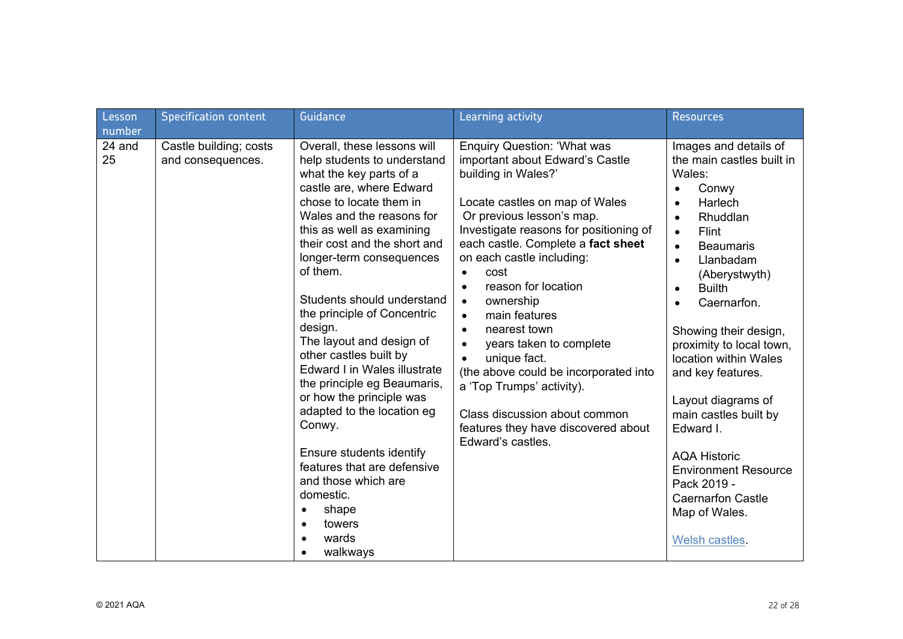| Lesson number | Specification content | Guidance | Learning activity | Resources |
|---|---|---|---|---|
| 24 and 25 | Castle building; costs and consequences. | Overall, these lessons will help students to understand what the key parts of a castle are, where Edward chose to locate them in Wales and the reasons for this as well as examining their cost and the short and longer-term consequences of them.<br><br>Students should understand the principle of Concentric design.<br>The layout and design of other castles built by Edward I in Wales illustrate the principle eg Beaumaris, or how the principle was adapted to the location eg Conwy.<br><br>Ensure students identify features that are defensive and those which are domestic.<br>• shape<br>• towers<br>• wards<br>• walkways | Enquiry Question: 'What was important about Edward's Castle building in Wales?'<br><br>Locate castles on map of Wales Or previous lesson's map.<br>Investigate reasons for positioning of each castle. Complete a **fact sheet** on each castle including:<br>• cost<br>• reason for location<br>• ownership<br>• main features<br>• nearest town<br>• years taken to complete<br>• unique fact.<br>(the above could be incorporated into a 'Top Trumps' activity).<br><br>Class discussion about common features they have discovered about Edward's castles. | Images and details of the main castles built in Wales:<br>• Conwy<br>• Harlech<br>• Rhuddlan<br>• Flint<br>• Beaumaris<br>• Llanbadam (Aberystwyth)<br>• Builth<br>• Caernarfon.<br><br>Showing their design, proximity to local town, location within Wales and key features.<br><br>Layout diagrams of main castles built by Edward I.<br><br>AQA Historic Environment Resource Pack 2019 - Caernarfon Castle Map of Wales.<br><br>Welsh castles. |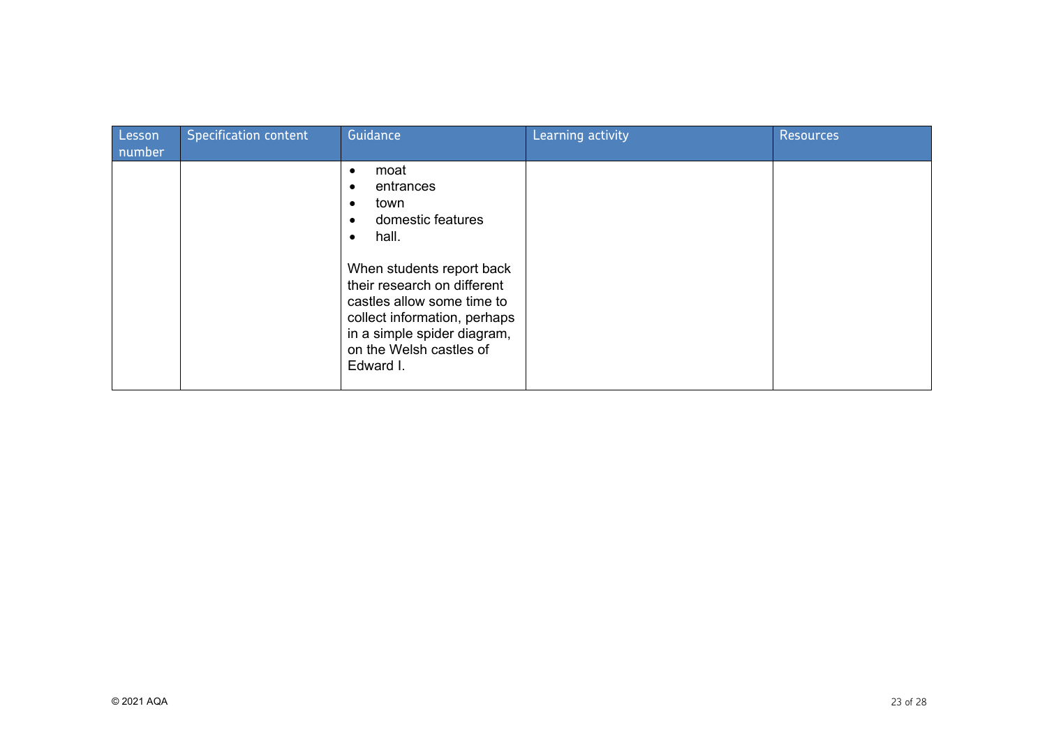| Lesson number | Specification content | Guidance | Learning activity | Resources |
| --- | --- | --- | --- | --- |
| | | • moat<br>• entrances<br>• town<br>• domestic features<br>• hall.<br><br>When students report back their research on different castles allow some time to collect information, perhaps in a simple spider diagram, on the Welsh castles of Edward I. | | |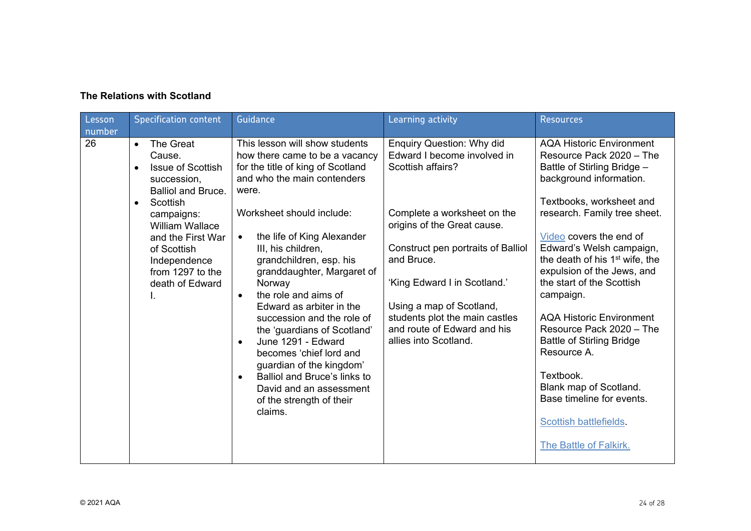**The Relations with Scotland**

| Lesson number | Specification content | Guidance | Learning activity | Resources |
|---|---|---|---|---|
| 26 | • The Great Cause.<br>• Issue of Scottish succession, Balliol and Bruce.<br>• Scottish campaigns: William Wallace and the First War of Scottish Independence from 1297 to the death of Edward I. | This lesson will show students how there came to be a vacancy for the title of king of Scotland and who the main contenders were.<br><br>Worksheet should include:<br><br>• the life of King Alexander III, his children, grandchildren, esp. his granddaughter, Margaret of Norway<br>• the role and aims of Edward as arbiter in the succession and the role of the 'guardians of Scotland'<br>• June 1291 - Edward becomes 'chief lord and guardian of the kingdom'<br>• Balliol and Bruce's links to David and an assessment of the strength of their claims. | Enquiry Question: Why did Edward I become involved in Scottish affairs?<br><br>Complete a worksheet on the origins of the Great cause.<br><br>Construct pen portraits of Balliol and Bruce.<br><br>'King Edward I in Scotland.'<br><br>Using a map of Scotland, students plot the main castles and route of Edward and his allies into Scotland. | AQA Historic Environment Resource Pack 2020 – The Battle of Stirling Bridge – background information.<br><br>Textbooks, worksheet and research. Family tree sheet.<br><br>Video covers the end of Edward's Welsh campaign, the death of his 1st wife, the expulsion of the Jews, and the start of the Scottish campaign.<br><br>AQA Historic Environment Resource Pack 2020 – The Battle of Stirling Bridge Resource A.<br><br>Textbook.<br>Blank map of Scotland.<br>Base timeline for events.<br><br>Scottish battlefields.<br><br>The Battle of Falkirk. |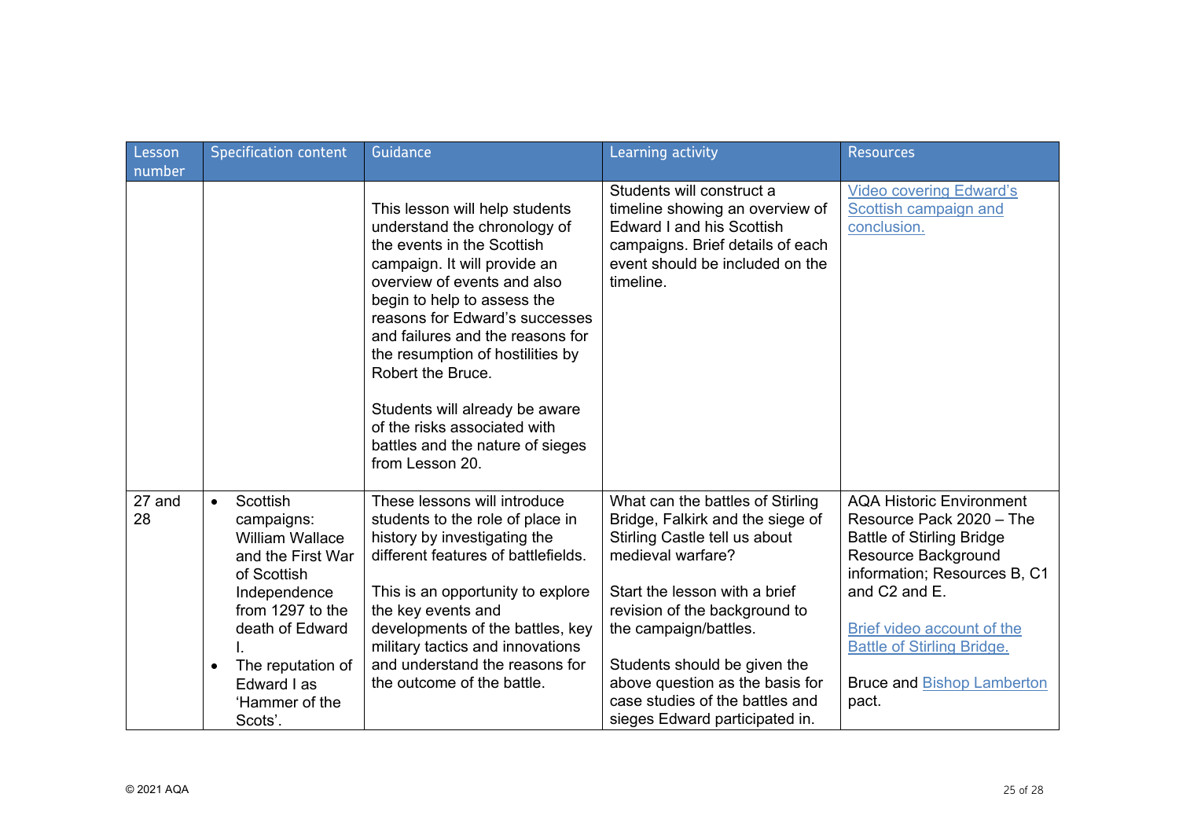| Lesson number | Specification content | Guidance | Learning activity | Resources |
|---|---|---|---|---|
| | | This lesson will help students understand the chronology of the events in the Scottish campaign. It will provide an overview of events and also begin to help to assess the reasons for Edward's successes and failures and the reasons for the resumption of hostilities by Robert the Bruce.<br><br>Students will already be aware of the risks associated with battles and the nature of sieges from Lesson 20. | Students will construct a timeline showing an overview of Edward I and his Scottish campaigns. Brief details of each event should be included on the timeline. | Video covering Edward's Scottish campaign and conclusion. |
| 27 and 28 | • Scottish campaigns: William Wallace and the First War of Scottish Independence from 1297 to the death of Edward I.<br>• The reputation of Edward I as 'Hammer of the Scots'. | These lessons will introduce students to the role of place in history by investigating the different features of battlefields.<br><br>This is an opportunity to explore the key events and developments of the battles, key military tactics and innovations and understand the reasons for the outcome of the battle. | What can the battles of Stirling Bridge, Falkirk and the siege of Stirling Castle tell us about medieval warfare?<br><br>Start the lesson with a brief revision of the background to the campaign/battles.<br><br>Students should be given the above question as the basis for case studies of the battles and sieges Edward participated in. | AQA Historic Environment Resource Pack 2020 – The Battle of Stirling Bridge Resource Background information; Resources B, C1 and C2 and E.<br><br>Brief video account of the Battle of Stirling Bridge.<br><br>Bruce and Bishop Lamberton pact. |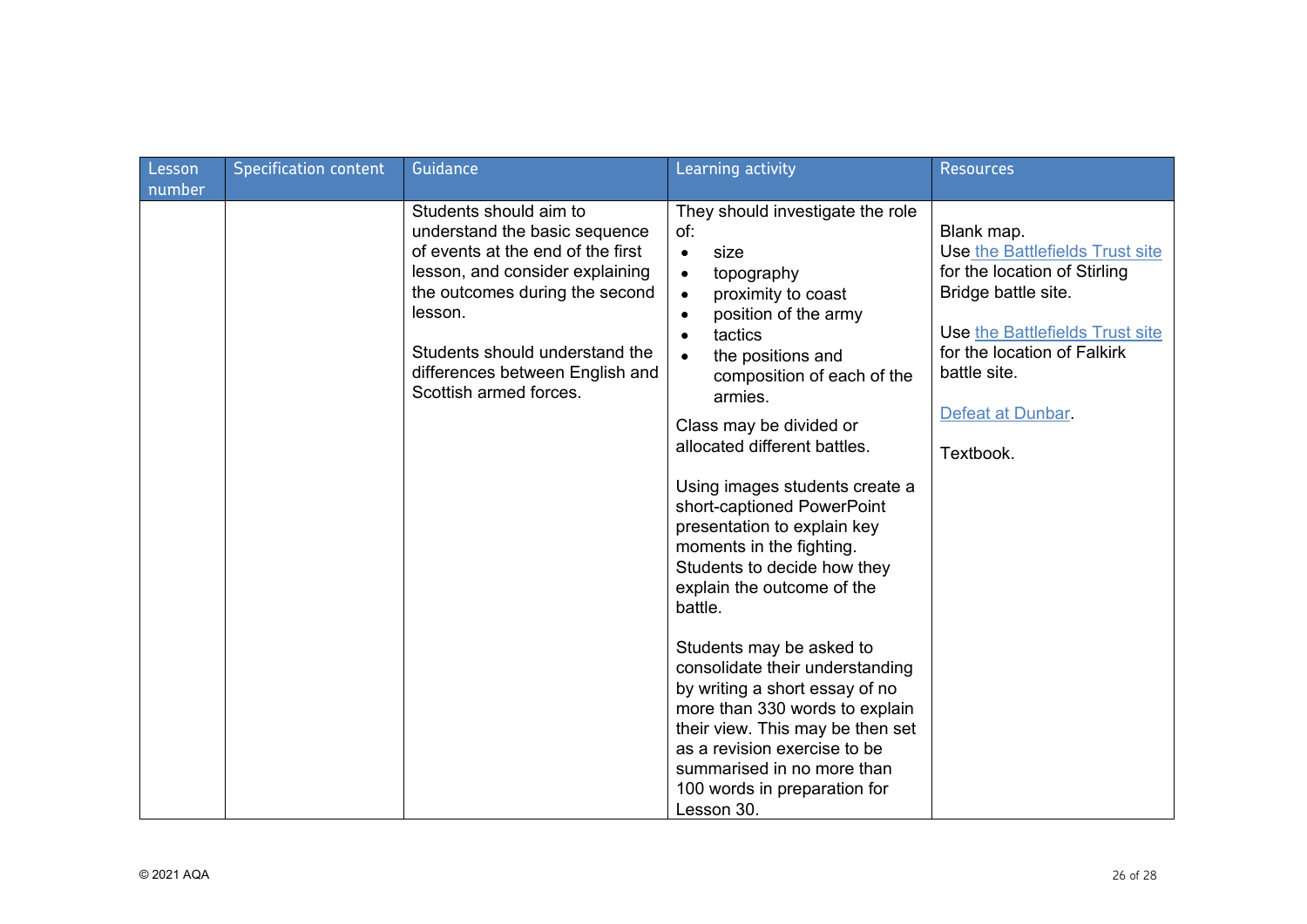| Lesson number | Specification content | Guidance | Learning activity | Resources |
| --- | --- | --- | --- | --- |
| | | Students should aim to understand the basic sequence of events at the end of the first lesson, and consider explaining the outcomes during the second lesson.<br><br>Students should understand the differences between English and Scottish armed forces. | They should investigate the role of:<br>• size<br>• topography<br>• proximity to coast<br>• position of the army<br>• tactics<br>• the positions and composition of each of the armies.<br><br>Class may be divided or allocated different battles.<br><br>Using images students create a short-captioned PowerPoint presentation to explain key moments in the fighting. Students to decide how they explain the outcome of the battle.<br><br>Students may be asked to consolidate their understanding by writing a short essay of no more than 330 words to explain their view. This may be then set as a revision exercise to be summarised in no more than 100 words in preparation for Lesson 30. | Blank map.<br>Use the Battlefields Trust site for the location of Stirling Bridge battle site.<br><br>Use the Battlefields Trust site for the location of Falkirk battle site.<br><br>Defeat at Dunbar.<br><br>Textbook. |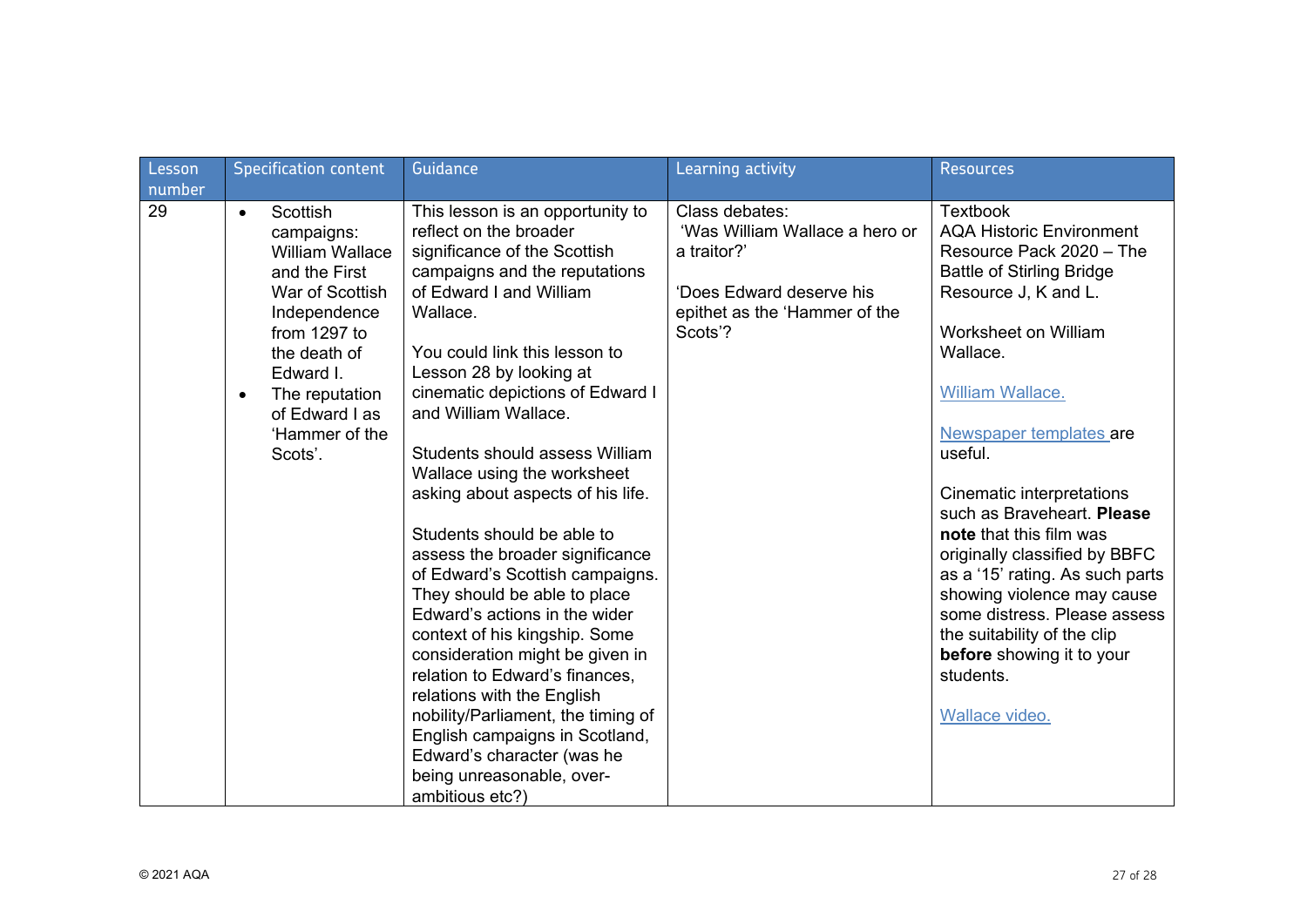| Lesson number | Specification content | Guidance | Learning activity | Resources |
|---|---|---|---|---|
| 29 | • Scottish campaigns: William Wallace and the First War of Scottish Independence from 1297 to the death of Edward I.<br>• The reputation of Edward I as 'Hammer of the Scots'. | This lesson is an opportunity to reflect on the broader significance of the Scottish campaigns and the reputations of Edward I and William Wallace.<br><br>You could link this lesson to Lesson 28 by looking at cinematic depictions of Edward I and William Wallace.<br><br>Students should assess William Wallace using the worksheet asking about aspects of his life.<br><br>Students should be able to assess the broader significance of Edward's Scottish campaigns. They should be able to place Edward's actions in the wider context of his kingship. Some consideration might be given in relation to Edward's finances, relations with the English nobility/Parliament, the timing of English campaigns in Scotland, Edward's character (was he being unreasonable, over-ambitious etc?) | Class debates:<br>'Was William Wallace a hero or a traitor?'<br><br>'Does Edward deserve his epithet as the 'Hammer of the Scots'? | Textbook<br>AQA Historic Environment Resource Pack 2020 – The Battle of Stirling Bridge Resource J, K and L.<br><br>Worksheet on William Wallace.<br><br>William Wallace.<br><br>Newspaper templates are useful.<br><br>Cinematic interpretations such as Braveheart. **Please note** that this film was originally classified by BBFC as a '15' rating. As such parts showing violence may cause some distress. Please assess the suitability of the clip **before** showing it to your students.<br><br>Wallace video. |

© 2021 AQA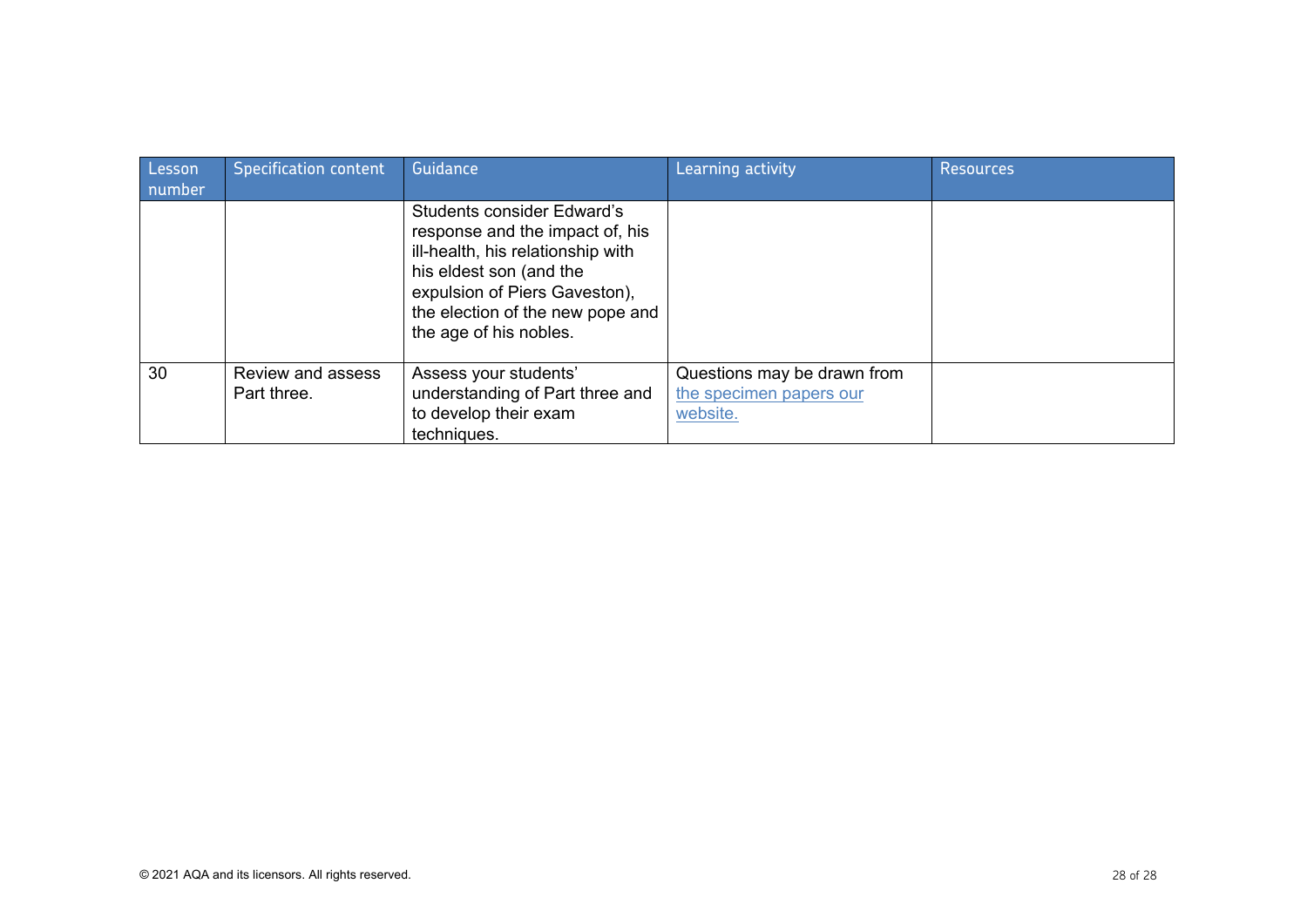| Lesson number | Specification content | Guidance | Learning activity | Resources |
|---|---|---|---|---|
| | | Students consider Edward's response and the impact of, his ill-health, his relationship with his eldest son (and the expulsion of Piers Gaveston), the election of the new pope and the age of his nobles. | | |
| 30 | Review and assess Part three. | Assess your students' understanding of Part three and to develop their exam techniques. | Questions may be drawn from the specimen papers our website. | |

© 2021 AQA and its licensors. All rights reserved.